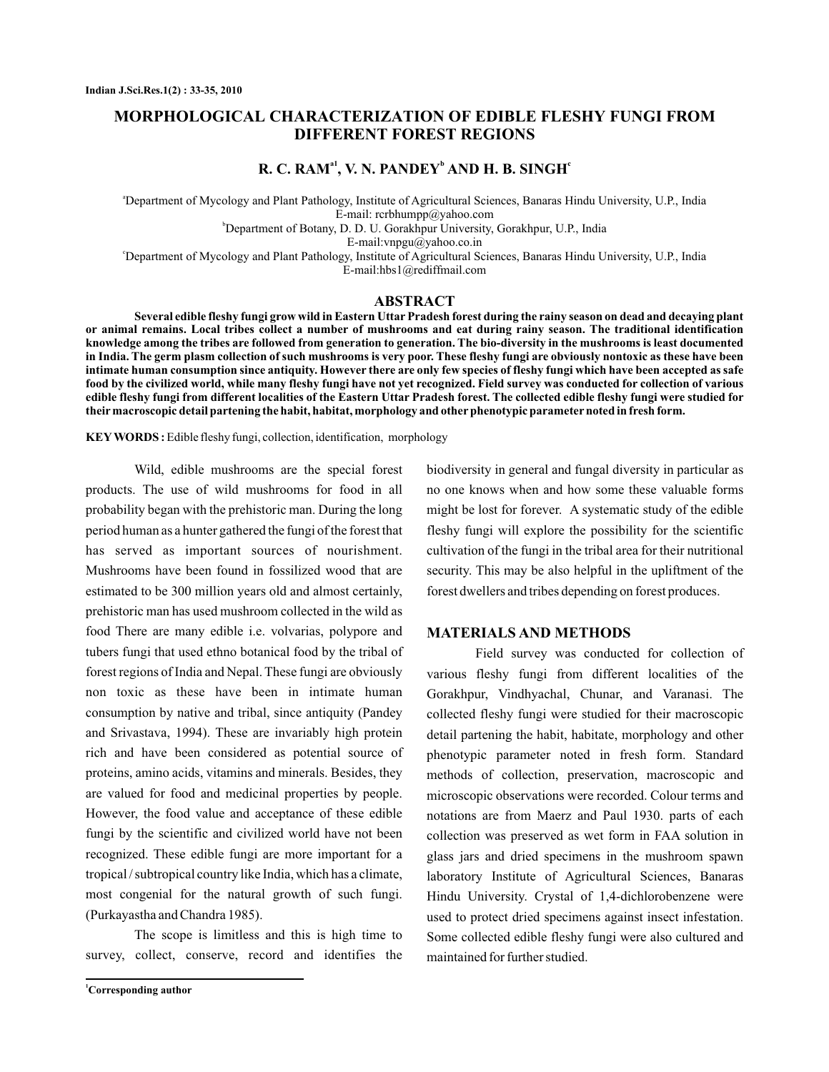# MORPHOLOGICAL CHARACTERIZATION OF EDIBLE FLESHY FUNGI FROM DIFFERENT FOREST REGIONS

**R. C. RAM[a1], V. N. PANDEY[b] AND H. B. SINGH[c]**

[a]Department of Mycology and Plant Pathology, Institute of Agricultural Sciences, Banaras Hindu University, U.P., India
E-mail: rcrbhumpp@yahoo.com
[b]Department of Botany, D. D. U. Gorakhpur University, Gorakhpur, U.P., India
E-mail:vnpgu@yahoo.co.in
[c]Department of Mycology and Plant Pathology, Institute of Agricultural Sciences, Banaras Hindu University, U.P., India
E-mail:hbs1@rediffmail.com

## ABSTRACT

**Several edible fleshy fungi grow wild in Eastern Uttar Pradesh forest during the rainy season on dead and decaying plant or animal remains. Local tribes collect a number of mushrooms and eat during rainy season. The traditional identification knowledge among the tribes are followed from generation to generation. The bio-diversity in the mushrooms is least documented in India. The germ plasm collection of such mushrooms is very poor. These fleshy fungi are obviously nontoxic as these have been intimate human consumption since antiquity. However there are only few species of fleshy fungi which have been accepted as safe food by the civilized world, while many fleshy fungi have not yet recognized. Field survey was conducted for collection of various edible fleshy fungi from different localities of the Eastern Uttar Pradesh forest. The collected edible fleshy fungi were studied for their macroscopic detail partening the habit, habitat, morphology and other phenotypic parameter noted in fresh form.**

**KEY WORDS :** Edible fleshy fungi, collection, identification, morphology

Wild, edible mushrooms are the special forest products. The use of wild mushrooms for food in all probability began with the prehistoric man. During the long period human as a hunter gathered the fungi of the forest that has served as important sources of nourishment. Mushrooms have been found in fossilized wood that are estimated to be 300 million years old and almost certainly, prehistoric man has used mushroom collected in the wild as food There are many edible i.e. volvarias, polypore and tubers fungi that used ethno botanical food by the tribal of forest regions of India and Nepal. These fungi are obviously non toxic as these have been in intimate human consumption by native and tribal, since antiquity (Pandey and Srivastava, 1994). These are invariably high protein rich and have been considered as potential source of proteins, amino acids, vitamins and minerals. Besides, they are valued for food and medicinal properties by people. However, the food value and acceptance of these edible fungi by the scientific and civilized world have not been recognized. These edible fungi are more important for a tropical / subtropical country like India, which has a climate, most congenial for the natural growth of such fungi. (Purkayastha and Chandra 1985).

The scope is limitless and this is high time to survey, collect, conserve, record and identifies the biodiversity in general and fungal diversity in particular as no one knows when and how some these valuable forms might be lost for forever. A systematic study of the edible fleshy fungi will explore the possibility for the scientific cultivation of the fungi in the tribal area for their nutritional security. This may be also helpful in the upliftment of the forest dwellers and tribes depending on forest produces.

## MATERIALS AND METHODS

Field survey was conducted for collection of various fleshy fungi from different localities of the Gorakhpur, Vindhyachal, Chunar, and Varanasi. The collected fleshy fungi were studied for their macroscopic detail partening the habit, habitate, morphology and other phenotypic parameter noted in fresh form. Standard methods of collection, preservation, macroscopic and microscopic observations were recorded. Colour terms and notations are from Maerz and Paul 1930. parts of each collection was preserved as wet form in FAA solution in glass jars and dried specimens in the mushroom spawn laboratory Institute of Agricultural Sciences, Banaras Hindu University. Crystal of 1,4-dichlorobenzene were used to protect dried specimens against insect infestation. Some collected edible fleshy fungi were also cultured and maintained for further studied.

[1]**Corresponding author**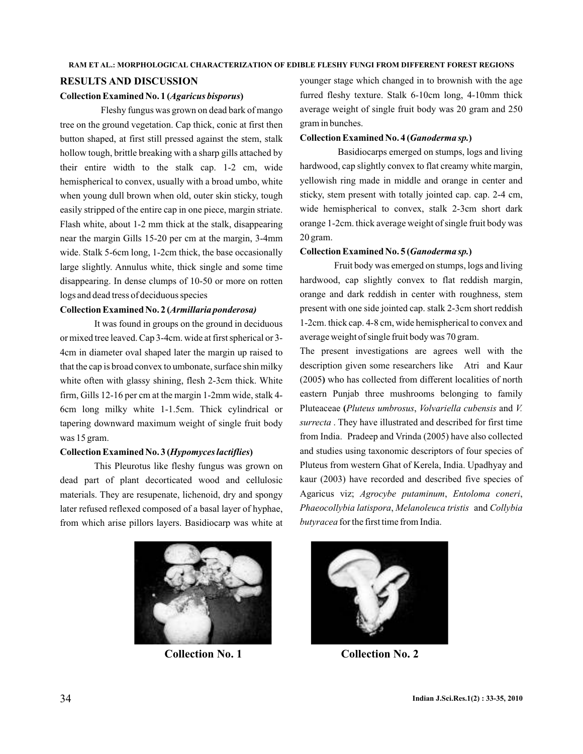## RESULTS AND DISCUSSION

**Collection Examined No. 1 (*Agaricus bisporus*)**

Fleshy fungus was grown on dead bark of mango tree on the ground vegetation. Cap thick, conic at first then button shaped, at first still pressed against the stem, stalk hollow tough, brittle breaking with a sharp gills attached by their entire width to the stalk cap. 1-2 cm, wide hemispherical to convex, usually with a broad umbo, white when young dull brown when old, outer skin sticky, tough easily stripped of the entire cap in one piece, margin striate. Flash white, about 1-2 mm thick at the stalk, disappearing near the margin Gills 15-20 per cm at the margin, 3-4mm wide. Stalk 5-6cm long, 1-2cm thick, the base occasionally large slightly. Annulus white, thick single and some time disappearing. In dense clumps of 10-50 or more on rotten logs and dead tress of deciduous species

**Collection Examined No. 2 (*Armillaria ponderosa)***

It was found in groups on the ground in deciduous or mixed tree leaved. Cap 3-4cm. wide at first spherical or 3-4cm in diameter oval shaped later the margin up raised to that the cap is broad convex to umbonate, surface shin milky white often with glassy shining, flesh 2-3cm thick. White firm, Gills 12-16 per cm at the margin 1-2mm wide, stalk 4-6cm long milky white 1-1.5cm. Thick cylindrical or tapering downward maximum weight of single fruit body was 15 gram.

**Collection Examined No. 3 (*Hypomyces lactiflies*)**

This Pleurotus like fleshy fungus was grown on dead part of plant decorticated wood and cellulosic materials. They are resupenate, lichenoid, dry and spongy later refused reflexed composed of a basal layer of hyphae, from which arise pillors layers. Basidiocarp was white at younger stage which changed in to brownish with the age furred fleshy texture. Stalk 6-10cm long, 4-10mm thick average weight of single fruit body was 20 gram and 250 gram in bunches.

**Collection Examined No. 4 (*Ganoderma sp.*)**

Basidiocarps emerged on stumps, logs and living hardwood, cap slightly convex to flat creamy white margin, yellowish ring made in middle and orange in center and sticky, stem present with totally jointed cap. cap. 2-4 cm, wide hemispherical to convex, stalk 2-3cm short dark orange 1-2cm. thick average weight of single fruit body was 20 gram.

**Collection Examined No. 5 (*Ganoderma sp.*)**

Fruit body was emerged on stumps, logs and living hardwood, cap slightly convex to flat reddish margin, orange and dark reddish in center with roughness, stem present with one side jointed cap. stalk 2-3cm short reddish 1-2cm. thick cap. 4-8 cm, wide hemispherical to convex and average weight of single fruit body was 70 gram.

The present investigations are agrees well with the description given some researchers like Atri and Kaur (2005) who has collected from different localities of north eastern Punjab three mushrooms belonging to family Pluteaceae (*Pluteus umbrosus*, *Volvariella cubensis* and *V. surrecta* . They have illustrated and described for first time from India. Pradeep and Vrinda (2005) have also collected and studies using taxonomic descriptors of four species of Pluteus from western Ghat of Kerela, India. Upadhyay and kaur (2003) have recorded and described five species of Agaricus viz; *Agrocybe putaminum*, *Entoloma coneri*, *Phaeocollybia latispora*, *Melanoleuca tristis* and *Collybia butyracea* for the first time from India.

**Collection No. 1**

**Collection No. 2**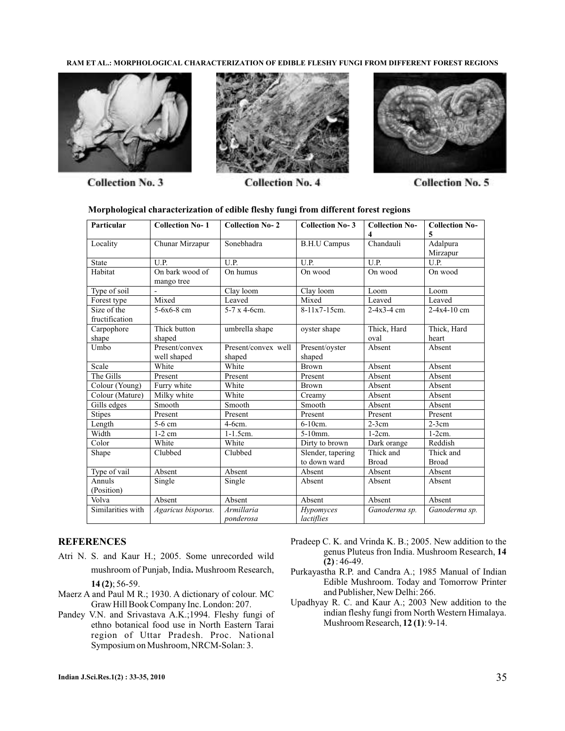Collection No. 3

Collection No. 4

Collection No. 5

**Morphological characterization of edible fleshy fungi from different forest regions**

| Particular | Collection No- 1 | Collection No- 2 | Collection No- 3 | Collection No- 4 | Collection No- 5 |
|---|---|---|---|---|---|
| Locality | Chunar Mirzapur | Sonebhadra | B.H.U Campus | Chandauli | Adalpura Mirzapur |
| State | U.P. | U.P. | U.P. | U.P. | U.P. |
| Habitat | On bark wood of mango tree | On humus | On wood | On wood | On wood |
| Type of soil | - | Clay loom | Clay loom | Loom | Loom |
| Forest type | Mixed | Leaved | Mixed | Leaved | Leaved |
| Size of the fructification | 5-6x6-8 cm | 5-7 x 4-6cm. | 8-11x7-15cm. | 2-4x3-4 cm | 2-4x4-10 cm |
| Carpophore shape | Thick button shaped | umbrella shape | oyster shape | Thick, Hard oval | Thick, Hard heart |
| Umbo | Present/convex well shaped | Present/convex well shaped | Present/oyster shaped | Absent | Absent |
| Scale | White | White | Brown | Absent | Absent |
| The Gills | Present | Present | Present | Absent | Absent |
| Colour (Young) | Furry white | White | Brown | Absent | Absent |
| Colour (Mature) | Milky white | White | Creamy | Absent | Absent |
| Gills edges | Smooth | Smooth | Smooth | Absent | Absent |
| Stipes | Present | Present | Present | Present | Present |
| Length | 5-6 cm | 4-6cm. | 6-10cm. | 2-3cm | 2-3cm |
| Width | 1-2 cm | 1-1.5cm. | 5-10mm. | 1-2cm. | 1-2cm. |
| Color | White | White | Dirty to brown | Dark orange | Reddish |
| Shape | Clubbed | Clubbed | Slender, tapering to down ward | Thick and Broad | Thick and Broad |
| Type of vail | Absent | Absent | Absent | Absent | Absent |
| Annuls (Position) | Single | Single | Absent | Absent | Absent |
| Volva | Absent | Absent | Absent | Absent | Absent |
| Similarities with | *Agaricus bisporus.* | *Armillaria ponderosa* | *Hypomyces lactiflies* | *Ganoderma sp.* | *Ganoderma sp.* |

## REFERENCES

Atri N. S. and Kaur H.; 2005. Some unrecorded wild mushroom of Punjab, India**.** Mushroom Research, **14 (2)**; 56-59.

Maerz A and Paul M R.; 1930. A dictionary of colour. MC Graw Hill Book Company Inc. London: 207.

Pandey V.N. and Srivastava A.K.;1994. Fleshy fungi of ethno botanical food use in North Eastern Tarai region of Uttar Pradesh. Proc. National Symposium on Mushroom, NRCM-Solan: 3.

Pradeep C. K. and Vrinda K. B.; 2005. New addition to the genus Pluteus fron India. Mushroom Research, **14 (2)** : 46-49.

Purkayastha R.P. and Candra A.; 1985 Manual of Indian Edible Mushroom. Today and Tomorrow Printer and Publisher, New Delhi: 266.

Upadhyay R. C. and Kaur A.; 2003 New addition to the indian fleshy fungi from North Western Himalaya. Mushroom Research, **12 (1)**: 9-14.